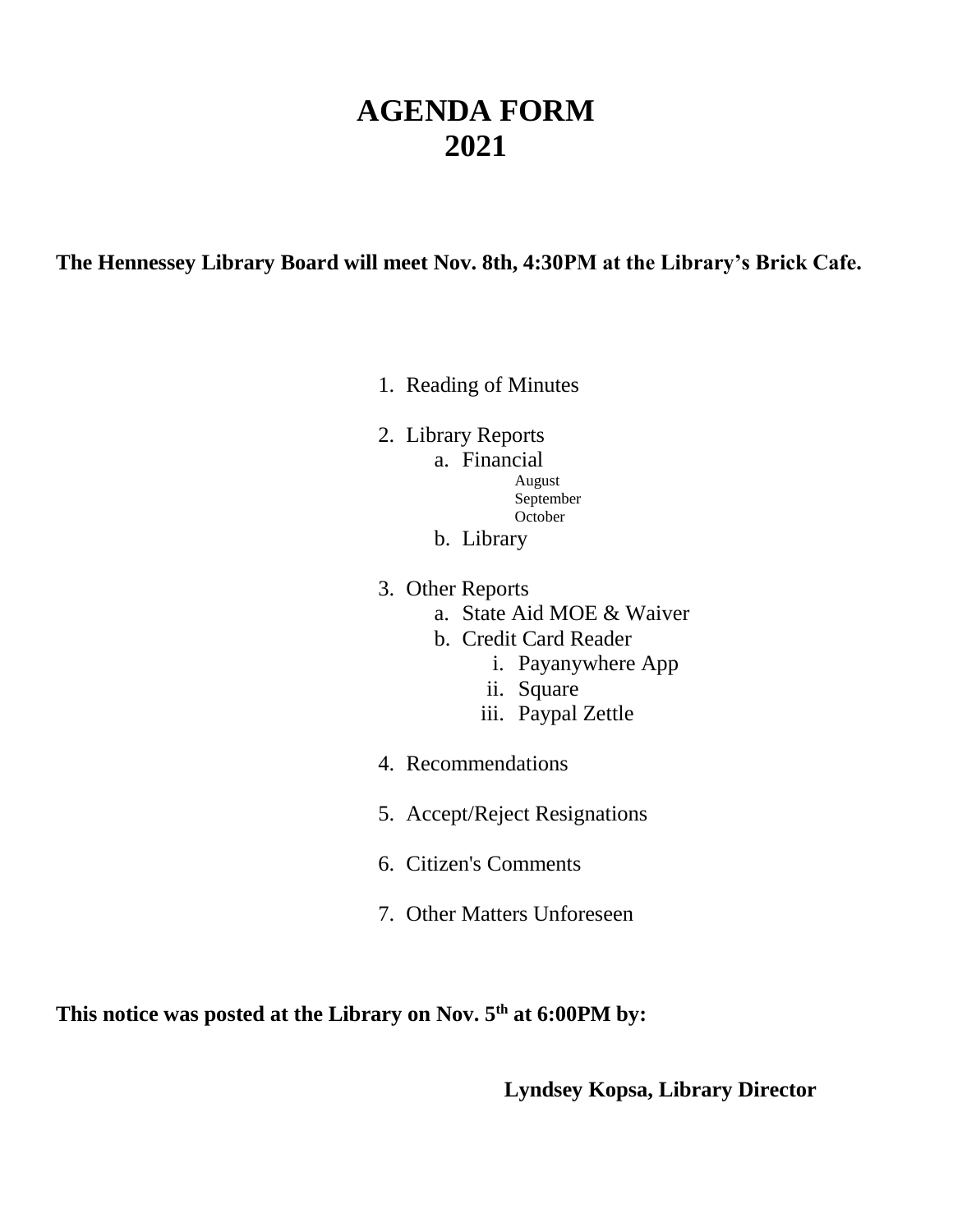# AGENDA FORM
# 2021

**The Hennessey Library Board will meet Nov. 8th, 4:30PM at the Library's Brick Cafe.**

1. Reading of Minutes
2. Library Reports
   a. Financial
      August
      September
      October
   b. Library
3. Other Reports
   a. State Aid MOE & Waiver
   b. Credit Card Reader
      i. Payanywhere App
      ii. Square
      iii. Paypal Zettle
4. Recommendations
5. Accept/Reject Resignations
6. Citizen's Comments
7. Other Matters Unforeseen

**This notice was posted at the Library on Nov. 5th at 6:00PM by:**

**Lyndsey Kopsa, Library Director**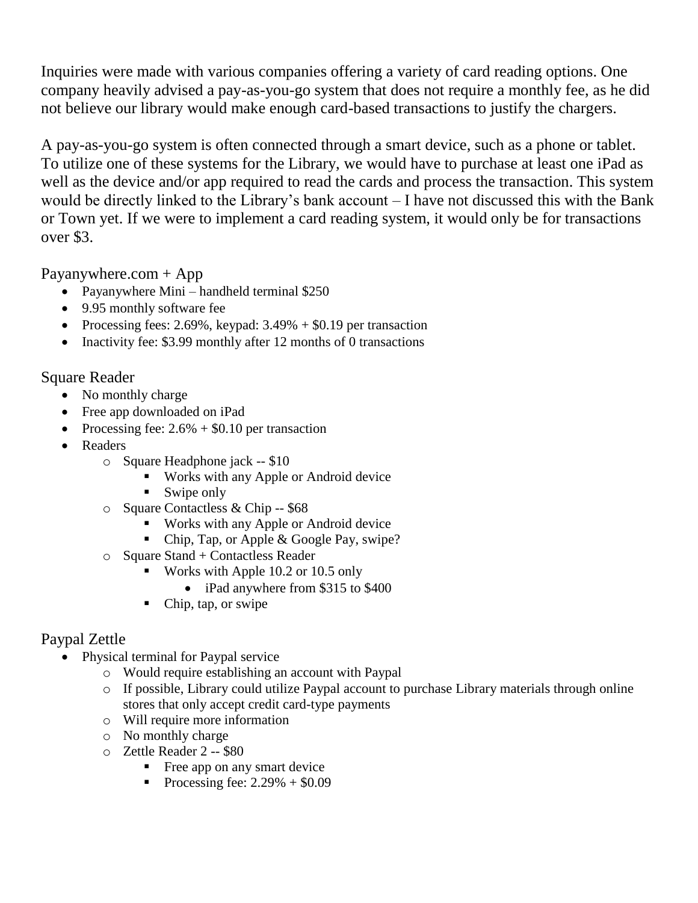Inquiries were made with various companies offering a variety of card reading options. One company heavily advised a pay-as-you-go system that does not require a monthly fee, as he did not believe our library would make enough card-based transactions to justify the chargers.

A pay-as-you-go system is often connected through a smart device, such as a phone or tablet. To utilize one of these systems for the Library, we would have to purchase at least one iPad as well as the device and/or app required to read the cards and process the transaction. This system would be directly linked to the Library's bank account – I have not discussed this with the Bank or Town yet. If we were to implement a card reading system, it would only be for transactions over $3.

Payanywhere.com + App

- Payanywhere Mini – handheld terminal $250
- 9.95 monthly software fee
- Processing fees: 2.69%, keypad: 3.49% + $0.19 per transaction
- Inactivity fee: $3.99 monthly after 12 months of 0 transactions

Square Reader

- No monthly charge
- Free app downloaded on iPad
- Processing fee: 2.6% + $0.10 per transaction
- Readers
  - Square Headphone jack -- $10
    - Works with any Apple or Android device
    - Swipe only
  - Square Contactless & Chip -- $68
    - Works with any Apple or Android device
    - Chip, Tap, or Apple & Google Pay, swipe?
  - Square Stand + Contactless Reader
    - Works with Apple 10.2 or 10.5 only
      - iPad anywhere from $315 to $400
    - Chip, tap, or swipe

Paypal Zettle

- Physical terminal for Paypal service
  - Would require establishing an account with Paypal
  - If possible, Library could utilize Paypal account to purchase Library materials through online stores that only accept credit card-type payments
  - Will require more information
  - No monthly charge
  - Zettle Reader 2 -- $80
    - Free app on any smart device
    - Processing fee: 2.29% + $0.09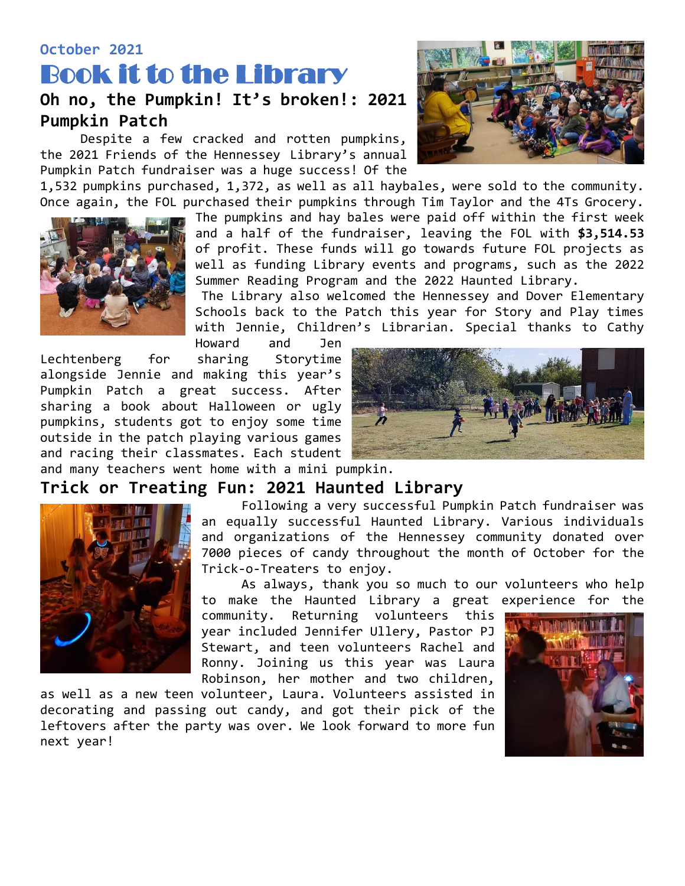October 2021

# Book it to the Library

## Oh no, the Pumpkin! It's broken!: 2021 Pumpkin Patch

Despite a few cracked and rotten pumpkins, the 2021 Friends of the Hennessey Library's annual Pumpkin Patch fundraiser was a huge success! Of the 1,532 pumpkins purchased, 1,372, as well as all haybales, were sold to the community. Once again, the FOL purchased their pumpkins through Tim Taylor and the 4Ts Grocery. The pumpkins and hay bales were paid off within the first week and a half of the fundraiser, leaving the FOL with **$3,514.53** of profit. These funds will go towards future FOL projects as well as funding Library events and programs, such as the 2022 Summer Reading Program and the 2022 Haunted Library.

The Library also welcomed the Hennessey and Dover Elementary Schools back to the Patch this year for Story and Play times with Jennie, Children's Librarian. Special thanks to Cathy Howard and Jen Lechtenberg for sharing Storytime alongside Jennie and making this year's Pumpkin Patch a great success. After sharing a book about Halloween or ugly pumpkins, students got to enjoy some time outside in the patch playing various games and racing their classmates. Each student and many teachers went home with a mini pumpkin.

## Trick or Treating Fun: 2021 Haunted Library

Following a very successful Pumpkin Patch fundraiser was an equally successful Haunted Library. Various individuals and organizations of the Hennessey community donated over 7000 pieces of candy throughout the month of October for the Trick-o-Treaters to enjoy.

As always, thank you so much to our volunteers who help to make the Haunted Library a great experience for the community. Returning volunteers this year included Jennifer Ullery, Pastor PJ Stewart, and teen volunteers Rachel and Ronny. Joining us this year was Laura Robinson, her mother and two children, as well as a new teen volunteer, Laura. Volunteers assisted in decorating and passing out candy, and got their pick of the leftovers after the party was over. We look forward to more fun next year!